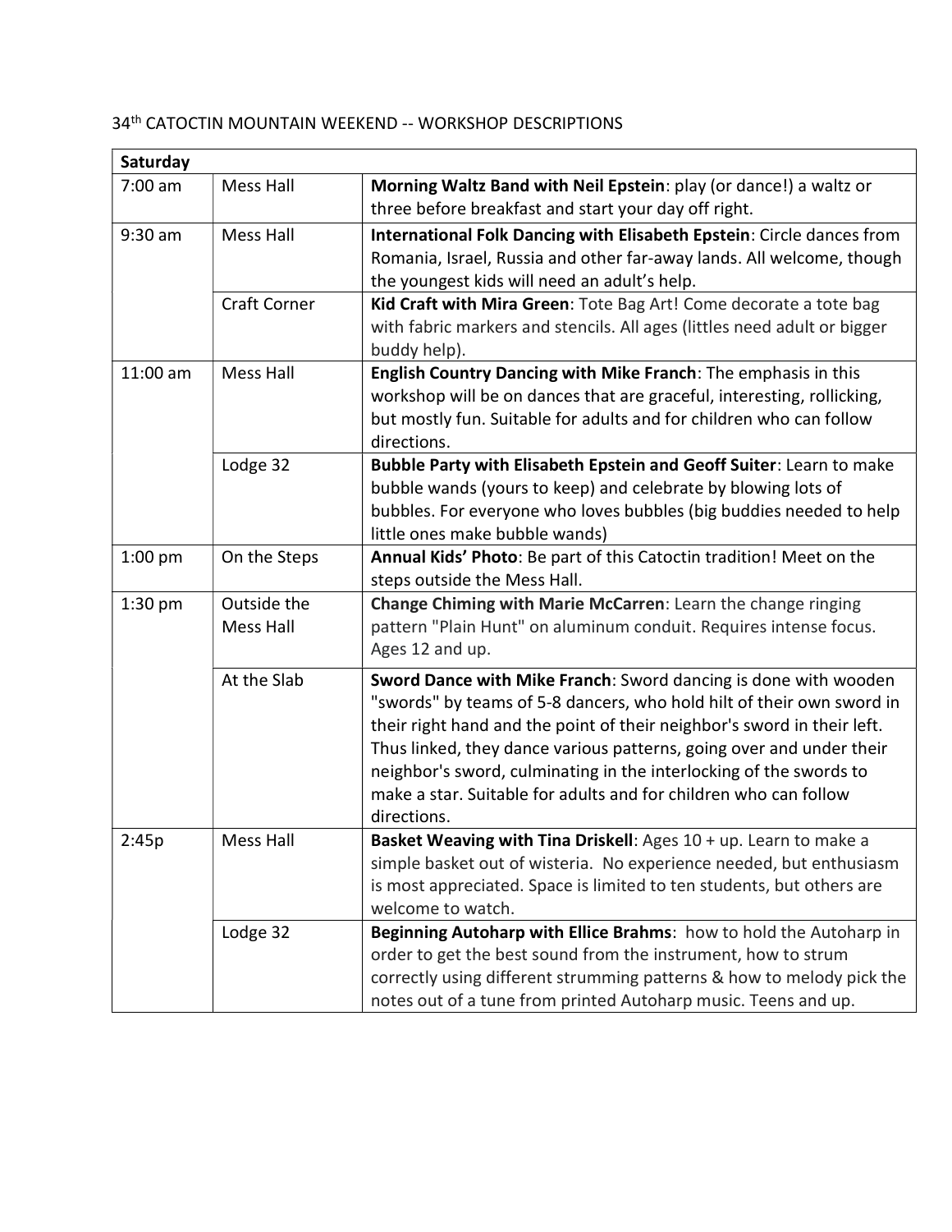34th CATOCTIN MOUNTAIN WEEKEND -- WORKSHOP DESCRIPTIONS

| Saturday | | |
|---|---|---|
| 7:00 am | Mess Hall | **Morning Waltz Band with Neil Epstein**: play (or dance!) a waltz or three before breakfast and start your day off right. |
| 9:30 am | Mess Hall | **International Folk Dancing with Elisabeth Epstein**: Circle dances from Romania, Israel, Russia and other far-away lands. All welcome, though the youngest kids will need an adult's help. |
| | Craft Corner | **Kid Craft with Mira Green**: Tote Bag Art! Come decorate a tote bag with fabric markers and stencils. All ages (littles need adult or bigger buddy help). |
| 11:00 am | Mess Hall | **English Country Dancing with Mike Franch**: The emphasis in this workshop will be on dances that are graceful, interesting, rollicking, but mostly fun. Suitable for adults and for children who can follow directions. |
| | Lodge 32 | **Bubble Party with Elisabeth Epstein and Geoff Suiter**: Learn to make bubble wands (yours to keep) and celebrate by blowing lots of bubbles. For everyone who loves bubbles (big buddies needed to help little ones make bubble wands) |
| 1:00 pm | On the Steps | **Annual Kids' Photo**: Be part of this Catoctin tradition! Meet on the steps outside the Mess Hall. |
| 1:30 pm | Outside the Mess Hall | **Change Chiming with Marie McCarren**: Learn the change ringing pattern "Plain Hunt" on aluminum conduit. Requires intense focus. Ages 12 and up. |
| | At the Slab | **Sword Dance with Mike Franch**: Sword dancing is done with wooden "swords" by teams of 5-8 dancers, who hold hilt of their own sword in their right hand and the point of their neighbor's sword in their left. Thus linked, they dance various patterns, going over and under their neighbor's sword, culminating in the interlocking of the swords to make a star. Suitable for adults and for children who can follow directions. |
| 2:45p | Mess Hall | **Basket Weaving with Tina Driskell**: Ages 10 + up. Learn to make a simple basket out of wisteria. No experience needed, but enthusiasm is most appreciated. Space is limited to ten students, but others are welcome to watch. |
| | Lodge 32 | **Beginning Autoharp with Ellice Brahms**: how to hold the Autoharp in order to get the best sound from the instrument, how to strum correctly using different strumming patterns & how to melody pick the notes out of a tune from printed Autoharp music. Teens and up. |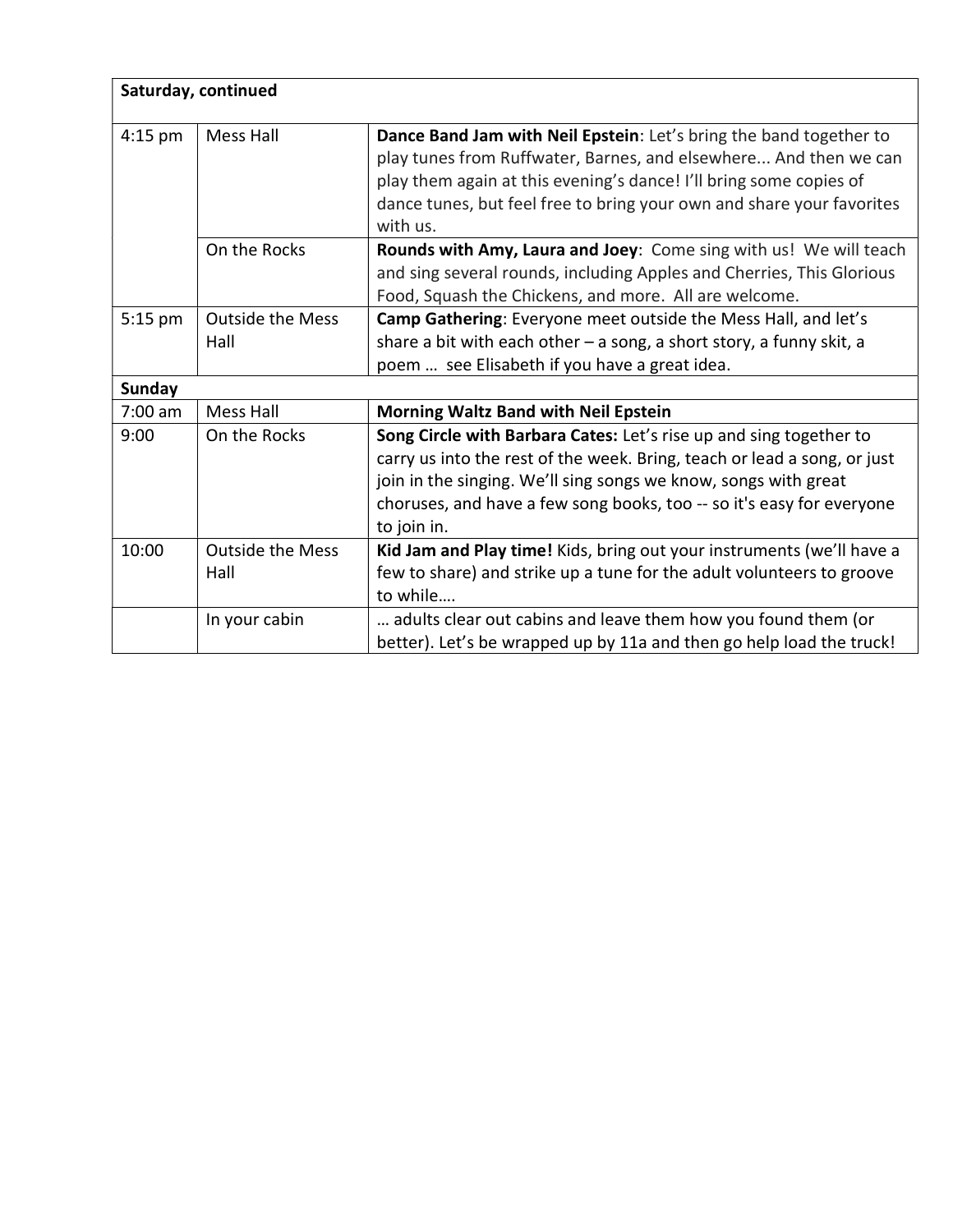| | | |
|---|---|---|
| **Saturday, continued** | | |
| 4:15 pm | Mess Hall | **Dance Band Jam with Neil Epstein**: Let's bring the band together to play tunes from Ruffwater, Barnes, and elsewhere... And then we can play them again at this evening's dance! I'll bring some copies of dance tunes, but feel free to bring your own and share your favorites with us. |
| | On the Rocks | **Rounds with Amy, Laura and Joey**: Come sing with us! We will teach and sing several rounds, including Apples and Cherries, This Glorious Food, Squash the Chickens, and more. All are welcome. |
| 5:15 pm | Outside the Mess Hall | **Camp Gathering**: Everyone meet outside the Mess Hall, and let's share a bit with each other – a song, a short story, a funny skit, a poem … see Elisabeth if you have a great idea. |
| **Sunday** | | |
| 7:00 am | Mess Hall | **Morning Waltz Band with Neil Epstein** |
| 9:00 | On the Rocks | **Song Circle with Barbara Cates:** Let's rise up and sing together to carry us into the rest of the week. Bring, teach or lead a song, or just join in the singing. We'll sing songs we know, songs with great choruses, and have a few song books, too -- so it's easy for everyone to join in. |
| 10:00 | Outside the Mess Hall | **Kid Jam and Play time!** Kids, bring out your instruments (we'll have a few to share) and strike up a tune for the adult volunteers to groove to while…. |
| | In your cabin | … adults clear out cabins and leave them how you found them (or better). Let's be wrapped up by 11a and then go help load the truck! |